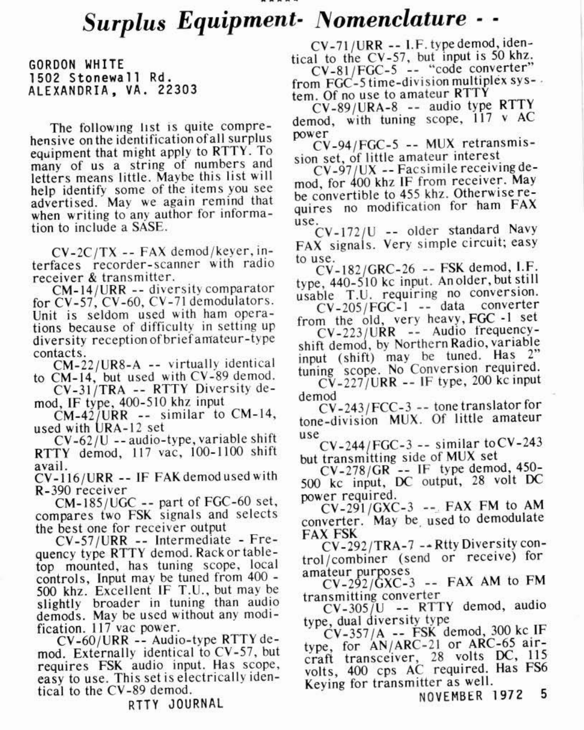# *Surplus Equipment- Nomenclature - -*

GORDON WHITE
1502 Stonewall Rd.
ALEXANDRIA, VA. 22303

The following list is quite comprehensive on the identification of all surplus equipment that might apply to RTTY. To many of us a string of numbers and letters means little. Maybe this list will help identify some of the items you see advertised. May we again remind that when writing to any author for information to include a SASE.

CV-2C/TX -- FAX demod/keyer, interfaces recorder-scanner with radio receiver & transmitter.

CM-14/URR -- diversity comparator for CV-57, CV-60, CV-71 demodulators. Unit is seldom used with ham operations because of difficulty in setting up diversity reception of brief amateur-type contacts.

CM-22/UR8-A -- virtually identical to CM-14, but used with CV-89 demod.

CV-31/TRA -- RTTY Diversity demod, IF type, 400-510 khz input

CM-42/URR -- similar to CM-14, used with URA-12 set

CV-62/U -- audio-type, variable shift RTTY demod, 117 vac, 100-1100 shift avail.

CV-116/URR -- IF FAK demod used with R-390 receiver

CM-185/UGC -- part of FGC-60 set, compares two FSK signals and selects the best one for receiver output

CV-57/URR -- Intermediate - Frequency type RTTY demod. Rack or tabletop mounted, has tuning scope, local controls, Input may be tuned from 400 - 500 khz. Excellent IF T.U., but may be slightly broader in tuning than audio demods. May be used without any modification. 117 vac power.

CV-60/URR -- Audio-type RTTY demod. Externally identical to CV-57, but requires FSK audio input. Has scope, easy to use. This set is electrically identical to the CV-89 demod.

CV-71/URR -- I.F. type demod, identical to the CV-57, but input is 50 khz.

CV-81/FGC-5 -- "code converter" from FGC-5 time-division multiplex system. Of no use to amateur RTTY

CV-89/URA-8 -- audio type RTTY demod, with tuning scope, 117 v AC power

CV-94/FGC-5 -- MUX retransmission set, of little amateur interest

CV-97/UX -- Facsimile receiving demod, for 400 khz IF from receiver. May be convertible to 455 khz. Otherwise requires no modification for ham FAX use.

CV-172/U -- older standard Navy FAX signals. Very simple circuit; easy to use.

CV-182/GRC-26 -- FSK demod, I.F. type, 440-510 kc input. An older, but still usable T.U. requiring no conversion.

CV-205/FGC-1 -- data converter from the old, very heavy, FGC -1 set

CV-223/URR -- Audio frequency-shift demod, by Northern Radio, variable input (shift) may be tuned. Has 2" tuning scope. No Conversion required.

CV-227/URR -- IF type, 200 kc input demod

CV-243/FCC-3 -- tone translator for tone-division MUX. Of little amateur use

CV-244/FGC-3 -- similar to CV-243 but transmitting side of MUX set

CV-278/GR -- IF type demod, 450-500 kc input, DC output, 28 volt DC power required.

CV-291/GXC-3 -- FAX FM to AM converter. May be used to demodulate FAX FSK

CV-292/TRA-7 -- Rtty Diversity control/combiner (send or receive) for amateur purposes

CV-292/GXC-3 -- FAX AM to FM transmitting converter

CV-305/U -- RTTY demod, audio type, dual diversity type

CV-357/A -- FSK demod, 300 kc IF type, for AN/ARC-21 or ARC-65 aircraft transceiver, 28 volts DC, 115 volts, 400 cps AC required. Has FS6 Keying for transmitter as well.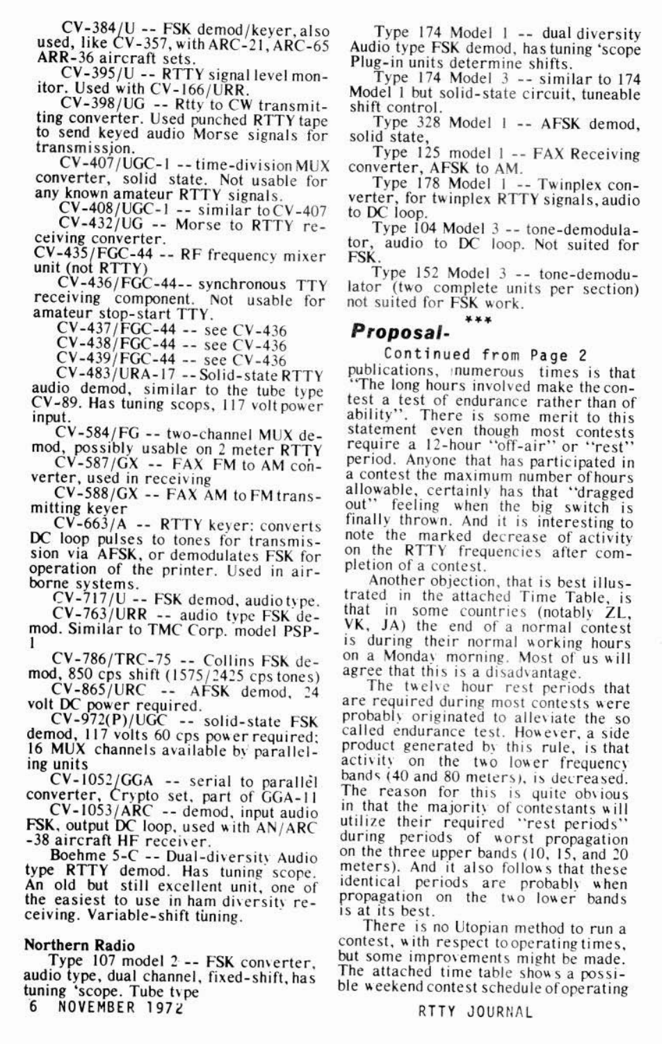CV-384/U -- FSK demod/keyer, also used, like CV-357, with ARC-21, ARC-65 ARR-36 aircraft sets.

CV-395/U -- RTTY signal level monitor. Used with CV-166/URR.

CV-398/UG -- Rtty to CW transmitting converter. Used punched RTTY tape to send keyed audio Morse signals for transmission.

CV-407/UGC-1 -- time-division MUX converter, solid state. Not usable for any known amateur RTTY signals.

CV-408/UGC-1 -- similar to CV-407

CV-432/UG -- Morse to RTTY receiving converter.

CV-435/FGC-44 -- RF frequency mixer unit (not RTTY)

CV-436/FGC-44-- synchronous TTY receiving component. Not usable for amateur stop-start TTY.

CV-437/FGC-44 -- see CV-436

CV-438/FGC-44 -- see CV-436

CV-439/FGC-44 -- see CV-436

CV-483/URA-17 -- Solid-state RTTY audio demod, similar to the tube type CV-89. Has tuning scops, 117 volt power input.

CV-584/FG -- two-channel MUX demod, possibly usable on 2 meter RTTY

CV-587/GX -- FAX FM to AM converter, used in receiving

CV-588/GX -- FAX AM to FM transmitting keyer

CV-663/A -- RTTY keyer: converts DC loop pulses to tones for transmission via AFSK, or demodulates FSK for operation of the printer. Used in airborne systems.

CV-717/U -- FSK demod, audio type.

CV-763/URR -- audio type FSK demod. Similar to TMC Corp. model PSP-1

CV-786/TRC-75 -- Collins FSK demod, 850 cps shift (1575/2425 cps tones)

CV-865/URC -- AFSK demod, 24 volt DC power required.

CV-972(P)/UGC -- solid-state FSK demod, 117 volts 60 cps power required; 16 MUX channels available by paralleling units

CV-1052/GGA -- serial to parallel converter, Crypto set, part of GGA-11

CV-1053/ARC -- demod, input audio FSK, output DC loop, used with AN/ARC-38 aircraft HF receiver.

Boehme 5-C -- Dual-diversity Audio type RTTY demod. Has tuning scope. An old but still excellent unit, one of the easiest to use in ham diversity receiving. Variable-shift tuning.

**Northern Radio**

Type 107 model 2 -- FSK converter, audio type, dual channel, fixed-shift, has tuning 'scope. Tube type

Type 174 Model 1 -- dual diversity Audio type FSK demod, has tuning 'scope Plug-in units determine shifts.

Type 174 Model 3 -- similar to 174 Model 1 but solid-state circuit, tuneable shift control.

Type 328 Model 1 -- AFSK demod, solid state,

Type 125 model 1 -- FAX Receiving converter, AFSK to AM.

Type 178 Model 1 -- Twinplex converter, for twinplex RTTY signals, audio to DC loop.

Type 104 Model 3 -- tone-demodulator, audio to DC loop. Not suited for FSK.

Type 152 Model 3 -- tone-demodulator (two complete units per section) not suited for FSK work.

***

## Proposal-

Continued from Page 2

publications, numerous times is that "The long hours involved make the contest a test of endurance rather than of ability". There is some merit to this statement even though most contests require a 12-hour "off-air" or "rest" period. Anyone that has participated in a contest the maximum number of hours allowable, certainly has that "dragged out" feeling when the big switch is finally thrown. And it is interesting to note the marked decrease of activity on the RTTY frequencies after completion of a contest.

Another objection, that is best illustrated in the attached Time Table, is that in some countries (notably ZL, VK, JA) the end of a normal contest is during their normal working hours on a Monday morning. Most of us will agree that this is a disadvantage.

The twelve hour rest periods that are required during most contests were probably originated to alleviate the so called endurance test. However, a side product generated by this rule, is that activity on the two lower frequency bands (40 and 80 meters), is decreased. The reason for this is quite obvious in that the majority of contestants will utilize their required "rest periods" during periods of worst propagation on the three upper bands (10, 15, and 20 meters). And it also follows that these identical periods are probably when propagation on the two lower bands is at its best.

There is no Utopian method to run a contest, with respect to operating times, but some improvements might be made. The attached time table shows a possible weekend contest schedule of operating